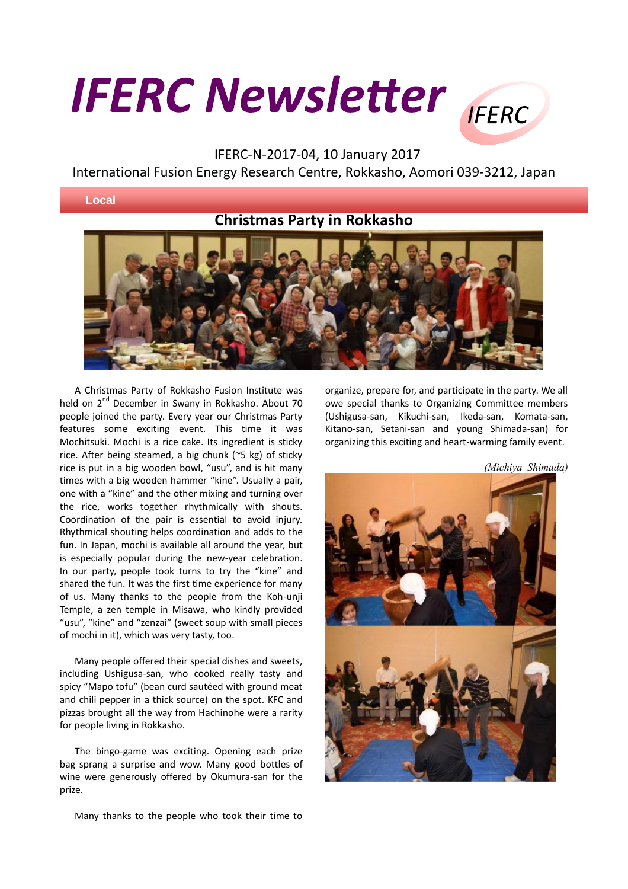# IFERC Newsletter

IFERC-N-2017-04, 10 January 2017

International Fusion Energy Research Centre, Rokkasho, Aomori 039-3212, Japan

**Local**

## Christmas Party in Rokkasho

A Christmas Party of Rokkasho Fusion Institute was held on 2nd December in Swany in Rokkasho. About 70 people joined the party. Every year our Christmas Party features some exciting event. This time it was Mochitsuki. Mochi is a rice cake. Its ingredient is sticky rice. After being steamed, a big chunk (~5 kg) of sticky rice is put in a big wooden bowl, "usu", and is hit many times with a big wooden hammer "kine". Usually a pair, one with a "kine" and the other mixing and turning over the rice, works together rhythmically with shouts. Coordination of the pair is essential to avoid injury. Rhythmical shouting helps coordination and adds to the fun. In Japan, mochi is available all around the year, but is especially popular during the new-year celebration. In our party, people took turns to try the "kine" and shared the fun. It was the first time experience for many of us. Many thanks to the people from the Koh-unji Temple, a zen temple in Misawa, who kindly provided "usu", "kine" and "zenzai" (sweet soup with small pieces of mochi in it), which was very tasty, too.

Many people offered their special dishes and sweets, including Ushigusa-san, who cooked really tasty and spicy "Mapo tofu" (bean curd sautéed with ground meat and chili pepper in a thick source) on the spot. KFC and pizzas brought all the way from Hachinohe were a rarity for people living in Rokkasho.

The bingo-game was exciting. Opening each prize bag sprang a surprise and wow. Many good bottles of wine were generously offered by Okumura-san for the prize.

Many thanks to the people who took their time to organize, prepare for, and participate in the party. We all owe special thanks to Organizing Committee members (Ushigusa-san, Kikuchi-san, Ikeda-san, Komata-san, Kitano-san, Setani-san and young Shimada-san) for organizing this exciting and heart-warming family event.

*(Michiya Shimada)*